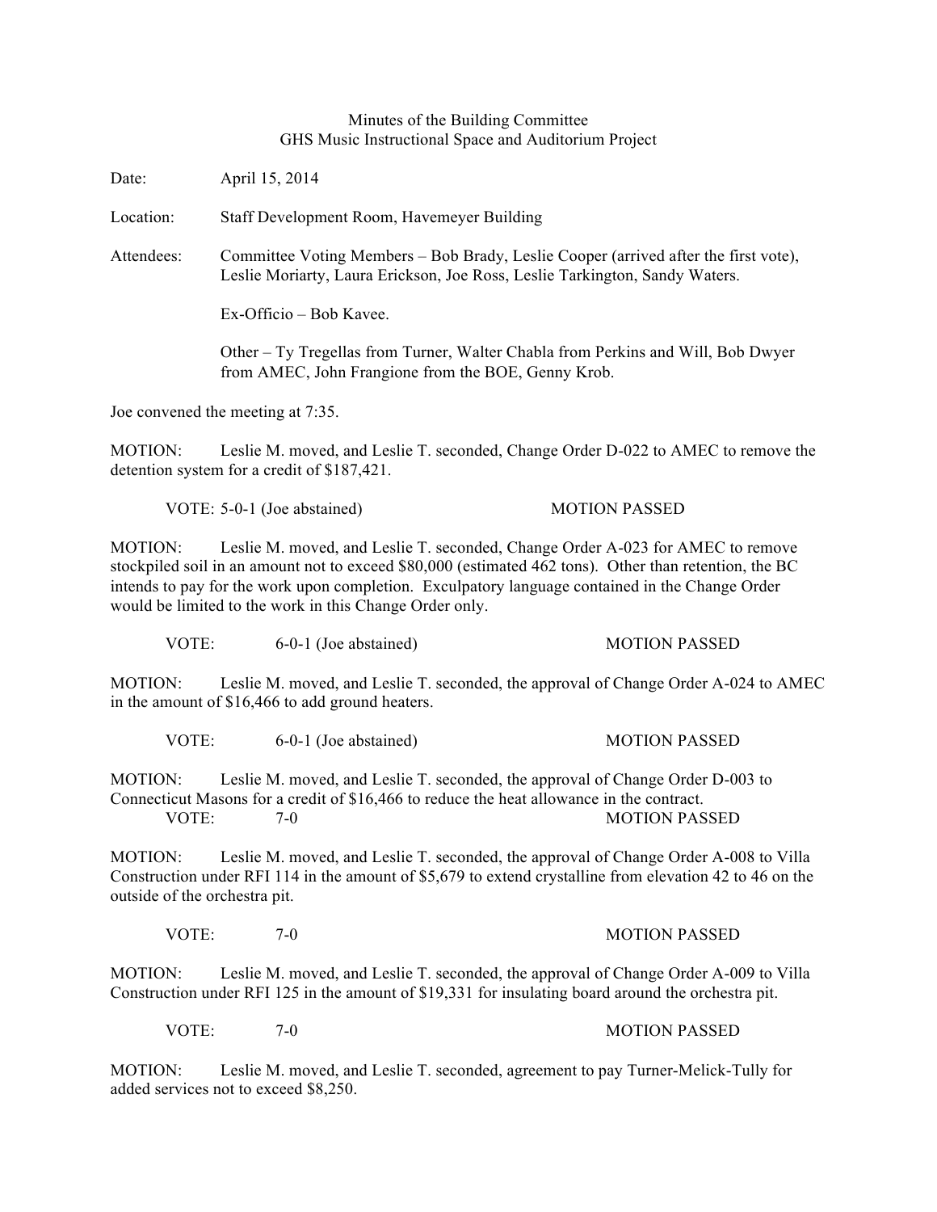Minutes of the Building Committee
GHS Music Instructional Space and Auditorium Project

Date: April 15, 2014

Location: Staff Development Room, Havemeyer Building

Attendees: Committee Voting Members – Bob Brady, Leslie Cooper (arrived after the first vote), Leslie Moriarty, Laura Erickson, Joe Ross, Leslie Tarkington, Sandy Waters.

Ex-Officio – Bob Kavee.

Other – Ty Tregellas from Turner, Walter Chabla from Perkins and Will, Bob Dwyer from AMEC, John Frangione from the BOE, Genny Krob.

Joe convened the meeting at 7:35.

MOTION: Leslie M. moved, and Leslie T. seconded, Change Order D-022 to AMEC to remove the detention system for a credit of $187,421.

VOTE: 5-0-1 (Joe abstained) MOTION PASSED

MOTION: Leslie M. moved, and Leslie T. seconded, Change Order A-023 for AMEC to remove stockpiled soil in an amount not to exceed $80,000 (estimated 462 tons). Other than retention, the BC intends to pay for the work upon completion. Exculpatory language contained in the Change Order would be limited to the work in this Change Order only.

VOTE: 6-0-1 (Joe abstained) MOTION PASSED

MOTION: Leslie M. moved, and Leslie T. seconded, the approval of Change Order A-024 to AMEC in the amount of $16,466 to add ground heaters.

VOTE: 6-0-1 (Joe abstained) MOTION PASSED

MOTION: Leslie M. moved, and Leslie T. seconded, the approval of Change Order D-003 to Connecticut Masons for a credit of $16,466 to reduce the heat allowance in the contract.

VOTE: 7-0 MOTION PASSED

MOTION: Leslie M. moved, and Leslie T. seconded, the approval of Change Order A-008 to Villa Construction under RFI 114 in the amount of $5,679 to extend crystalline from elevation 42 to 46 on the outside of the orchestra pit.

VOTE: 7-0 MOTION PASSED

MOTION: Leslie M. moved, and Leslie T. seconded, the approval of Change Order A-009 to Villa Construction under RFI 125 in the amount of $19,331 for insulating board around the orchestra pit.

VOTE: 7-0 MOTION PASSED

MOTION: Leslie M. moved, and Leslie T. seconded, agreement to pay Turner-Melick-Tully for added services not to exceed $8,250.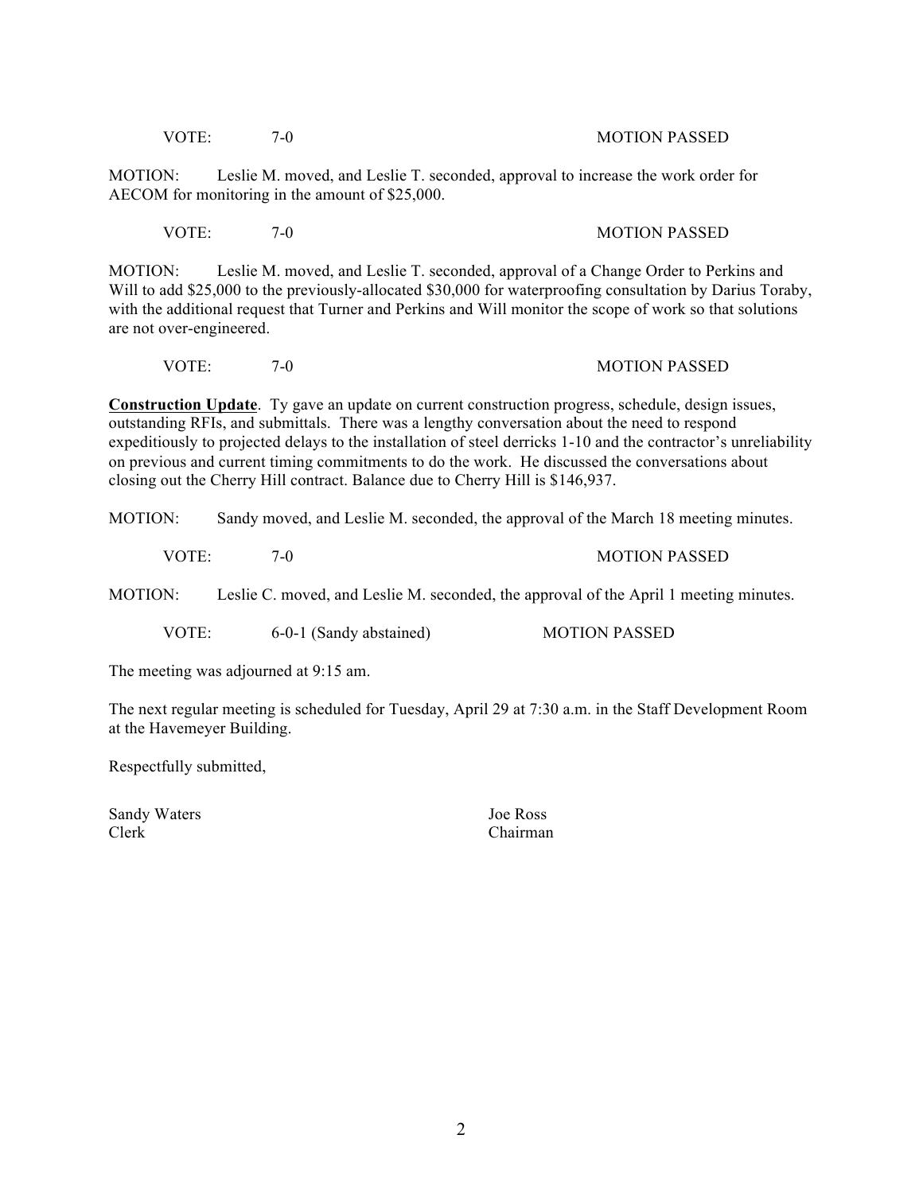VOTE: 7-0 MOTION PASSED

MOTION: Leslie M. moved, and Leslie T. seconded, approval to increase the work order for AECOM for monitoring in the amount of $25,000.

VOTE: 7-0 MOTION PASSED

MOTION: Leslie M. moved, and Leslie T. seconded, approval of a Change Order to Perkins and Will to add $25,000 to the previously-allocated $30,000 for waterproofing consultation by Darius Toraby, with the additional request that Turner and Perkins and Will monitor the scope of work so that solutions are not over-engineered.

VOTE: 7-0 MOTION PASSED

**Construction Update**. Ty gave an update on current construction progress, schedule, design issues, outstanding RFIs, and submittals. There was a lengthy conversation about the need to respond expeditiously to projected delays to the installation of steel derricks 1-10 and the contractor's unreliability on previous and current timing commitments to do the work. He discussed the conversations about closing out the Cherry Hill contract. Balance due to Cherry Hill is $146,937.

MOTION: Sandy moved, and Leslie M. seconded, the approval of the March 18 meeting minutes.

VOTE: 7-0 MOTION PASSED

MOTION: Leslie C. moved, and Leslie M. seconded, the approval of the April 1 meeting minutes.

VOTE: 6-0-1 (Sandy abstained) MOTION PASSED

The meeting was adjourned at 9:15 am.

The next regular meeting is scheduled for Tuesday, April 29 at 7:30 a.m. in the Staff Development Room at the Havemeyer Building.

Respectfully submitted,

Sandy Waters
Clerk

Joe Ross
Chairman